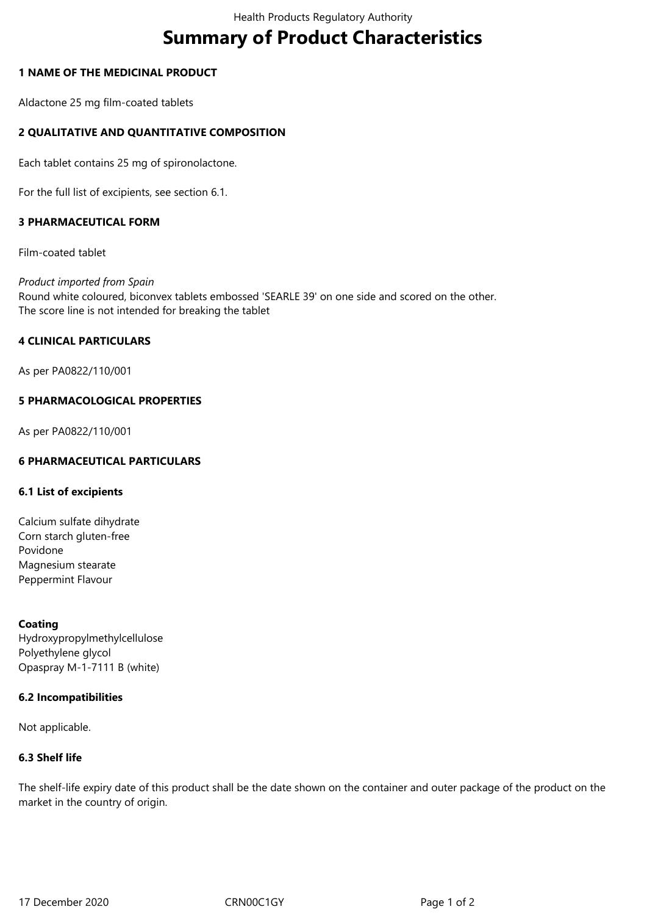# Summary of Product Characteristics

## 1 NAME OF THE MEDICINAL PRODUCT

Aldactone 25 mg film-coated tablets

## 2 QUALITATIVE AND QUANTITATIVE COMPOSITION

Each tablet contains 25 mg of spironolactone.

For the full list of excipients, see section 6.1.

## 3 PHARMACEUTICAL FORM

Film-coated tablet

*Product imported from Spain*
Round white coloured, biconvex tablets embossed 'SEARLE 39' on one side and scored on the other.
The score line is not intended for breaking the tablet

## 4 CLINICAL PARTICULARS

As per PA0822/110/001

## 5 PHARMACOLOGICAL PROPERTIES

As per PA0822/110/001

## 6 PHARMACEUTICAL PARTICULARS

### 6.1 List of excipients

Calcium sulfate dihydrate
Corn starch gluten-free
Povidone
Magnesium stearate
Peppermint Flavour

**Coating**
Hydroxypropylmethylcellulose
Polyethylene glycol
Opaspray M-1-7111 B (white)

### 6.2 Incompatibilities

Not applicable.

### 6.3 Shelf life

The shelf-life expiry date of this product shall be the date shown on the container and outer package of the product on the market in the country of origin.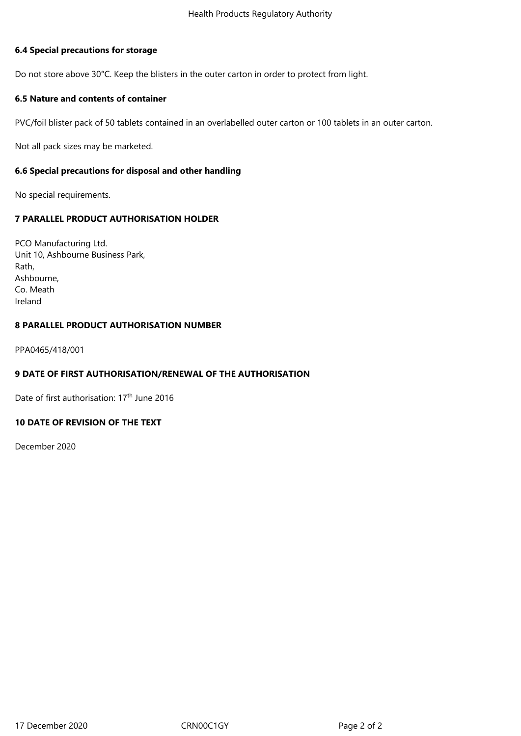**6.4 Special precautions for storage**

Do not store above 30°C. Keep the blisters in the outer carton in order to protect from light.

**6.5 Nature and contents of container**

PVC/foil blister pack of 50 tablets contained in an overlabelled outer carton or 100 tablets in an outer carton.

Not all pack sizes may be marketed.

**6.6 Special precautions for disposal and other handling**

No special requirements.

## 7 PARALLEL PRODUCT AUTHORISATION HOLDER

PCO Manufacturing Ltd.
Unit 10, Ashbourne Business Park,
Rath,
Ashbourne,
Co. Meath
Ireland

## 8 PARALLEL PRODUCT AUTHORISATION NUMBER

PPA0465/418/001

## 9 DATE OF FIRST AUTHORISATION/RENEWAL OF THE AUTHORISATION

Date of first authorisation: 17th June 2016

## 10 DATE OF REVISION OF THE TEXT

December 2020